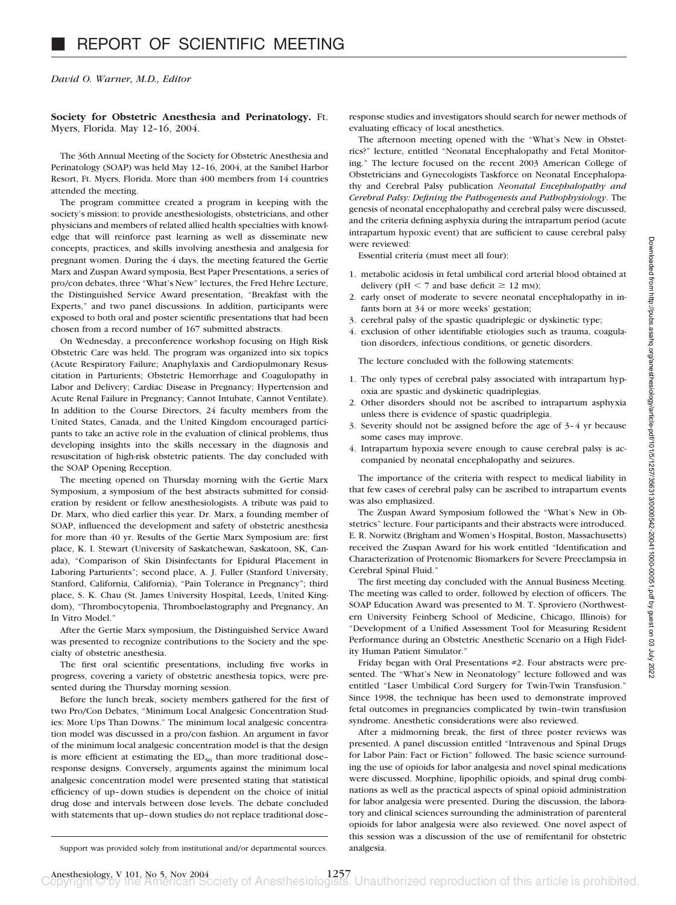# REPORT OF SCIENTIFIC MEETING

*David O. Warner, M.D., Editor*

**Society for Obstetric Anesthesia and Perinatology.** Ft. Myers, Florida. May 12–16, 2004.

The 36th Annual Meeting of the Society for Obstetric Anesthesia and Perinatology (SOAP) was held May 12–16, 2004, at the Sanibel Harbor Resort, Ft. Myers, Florida. More than 400 members from 14 countries attended the meeting.

The program committee created a program in keeping with the society's mission: to provide anesthesiologists, obstetricians, and other physicians and members of related allied health specialties with knowledge that will reinforce past learning as well as disseminate new concepts, practices, and skills involving anesthesia and analgesia for pregnant women. During the 4 days, the meeting featured the Gertie Marx and Zuspan Award symposia, Best Paper Presentations, a series of pro/con debates, three "What's New" lectures, the Fred Hehre Lecture, the Distinguished Service Award presentation, "Breakfast with the Experts," and two panel discussions. In addition, participants were exposed to both oral and poster scientific presentations that had been chosen from a record number of 167 submitted abstracts.

On Wednesday, a preconference workshop focusing on High Risk Obstetric Care was held. The program was organized into six topics (Acute Respiratory Failure; Anaphylaxis and Cardiopulmonary Resuscitation in Parturients; Obstetric Hemorrhage and Coagulopathy in Labor and Delivery; Cardiac Disease in Pregnancy; Hypertension and Acute Renal Failure in Pregnancy; Cannot Intubate, Cannot Ventilate). In addition to the Course Directors, 24 faculty members from the United States, Canada, and the United Kingdom encouraged participants to take an active role in the evaluation of clinical problems, thus developing insights into the skills necessary in the diagnosis and resuscitation of high-risk obstetric patients. The day concluded with the SOAP Opening Reception.

The meeting opened on Thursday morning with the Gertie Marx Symposium, a symposium of the best abstracts submitted for consideration by resident or fellow anesthesiologists. A tribute was paid to Dr. Marx, who died earlier this year. Dr. Marx, a founding member of SOAP, influenced the development and safety of obstetric anesthesia for more than 40 yr. Results of the Gertie Marx Symposium are: first place, K. I. Stewart (University of Saskatchewan, Saskatoon, SK, Canada), "Comparison of Skin Disinfectants for Epidural Placement in Laboring Parturients"; second place, A. J. Fuller (Stanford University, Stanford, California, California), "Pain Tolerance in Pregnancy"; third place, S. K. Chau (St. James University Hospital, Leeds, United Kingdom), "Thrombocytopenia, Thromboelastography and Pregnancy, An In Vitro Model."

After the Gertie Marx symposium, the Distinguished Service Award was presented to recognize contributions to the Society and the specialty of obstetric anesthesia.

The first oral scientific presentations, including five works in progress, covering a variety of obstetric anesthesia topics, were presented during the Thursday morning session.

Before the lunch break, society members gathered for the first of two Pro/Con Debates, "Minimum Local Analgesic Concentration Studies: More Ups Than Downs." The minimum local analgesic concentration model was discussed in a pro/con fashion. An argument in favor of the minimum local analgesic concentration model is that the design is more efficient at estimating the $ED_{50}$ than more traditional dose–response designs. Conversely, arguments against the minimum local analgesic concentration model were presented stating that statistical efficiency of up–down studies is dependent on the choice of initial drug dose and intervals between dose levels. The debate concluded with statements that up–down studies do not replace traditional dose–response studies and investigators should search for newer methods of evaluating efficacy of local anesthetics.

The afternoon meeting opened with the "What's New in Obstetrics?" lecture, entitled "Neonatal Encephalopathy and Fetal Monitoring." The lecture focused on the recent 2003 American College of Obstetricians and Gynecologists Taskforce on Neonatal Encephalopathy and Cerebral Palsy publication *Neonatal Encephalopathy and Cerebral Palsy: Defining the Pathogenesis and Pathophysiology*. The genesis of neonatal encephalopathy and cerebral palsy were discussed, and the criteria defining asphyxia during the intrapartum period (acute intrapartum hypoxic event) that are sufficient to cause cerebral palsy were reviewed:

Essential criteria (must meet all four):

1. metabolic acidosis in fetal umbilical cord arterial blood obtained at delivery (pH < 7 and base deficit ≥ 12 mM);
2. early onset of moderate to severe neonatal encephalopathy in infants born at 34 or more weeks' gestation;
3. cerebral palsy of the spastic quadriplegic or dyskinetic type;
4. exclusion of other identifiable etiologies such as trauma, coagulation disorders, infectious conditions, or genetic disorders.

The lecture concluded with the following statements:

1. The only types of cerebral palsy associated with intrapartum hypoxia are spastic and dyskinetic quadriplegias.
2. Other disorders should not be ascribed to intrapartum asphyxia unless there is evidence of spastic quadriplegia.
3. Severity should not be assigned before the age of 3–4 yr because some cases may improve.
4. Intrapartum hypoxia severe enough to cause cerebral palsy is accompanied by neonatal encephalopathy and seizures.

The importance of the criteria with respect to medical liability in that few cases of cerebral palsy can be ascribed to intrapartum events was also emphasized.

The Zuspan Award Symposium followed the "What's New in Obstetrics" lecture. Four participants and their abstracts were introduced. E. R. Norwitz (Brigham and Women's Hospital, Boston, Massachusetts) received the Zuspan Award for his work entitled "Identification and Characterization of Protenomic Biomarkers for Severe Preeclampsia in Cerebral Spinal Fluid."

The first meeting day concluded with the Annual Business Meeting. The meeting was called to order, followed by election of officers. The SOAP Education Award was presented to M. T. Sproviero (Northwestern University Feinberg School of Medicine, Chicago, Illinois) for "Development of a Unified Assessment Tool for Measuring Resident Performance during an Obstetric Anesthetic Scenario on a High Fidelity Human Patient Simulator."

Friday began with Oral Presentations #2. Four abstracts were presented. The "What's New in Neonatology" lecture followed and was entitled "Laser Umbilical Cord Surgery for Twin-Twin Transfusion." Since 1998, the technique has been used to demonstrate improved fetal outcomes in pregnancies complicated by twin–twin transfusion syndrome. Anesthetic considerations were also reviewed.

After a midmorning break, the first of three poster reviews was presented. A panel discussion entitled "Intravenous and Spinal Drugs for Labor Pain: Fact or Fiction" followed. The basic science surrounding the use of opioids for labor analgesia and novel spinal medications were discussed. Morphine, lipophilic opioids, and spinal drug combinations as well as the practical aspects of spinal opioid administration for labor analgesia were presented. During the discussion, the laboratory and clinical sciences surrounding the administration of parenteral opioids for labor analgesia were also reviewed. One novel aspect of this session was a discussion of the use of remifentanil for obstetric analgesia.

Support was provided solely from institutional and/or departmental sources.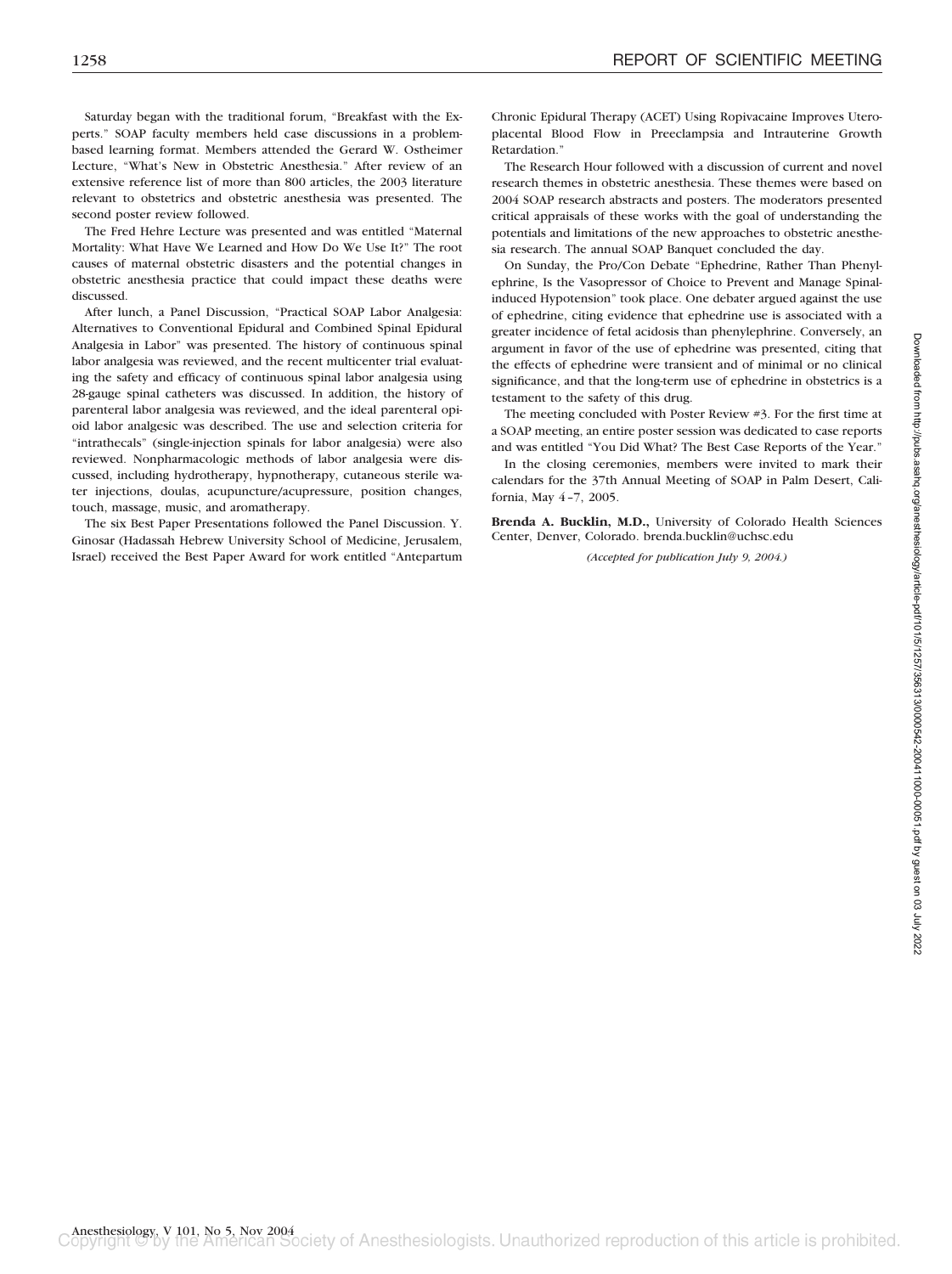Saturday began with the traditional forum, "Breakfast with the Experts." SOAP faculty members held case discussions in a problem-based learning format. Members attended the Gerard W. Ostheimer Lecture, "What's New in Obstetric Anesthesia." After review of an extensive reference list of more than 800 articles, the 2003 literature relevant to obstetrics and obstetric anesthesia was presented. The second poster review followed.

The Fred Hehre Lecture was presented and was entitled "Maternal Mortality: What Have We Learned and How Do We Use It?" The root causes of maternal obstetric disasters and the potential changes in obstetric anesthesia practice that could impact these deaths were discussed.

After lunch, a Panel Discussion, "Practical SOAP Labor Analgesia: Alternatives to Conventional Epidural and Combined Spinal Epidural Analgesia in Labor" was presented. The history of continuous spinal labor analgesia was reviewed, and the recent multicenter trial evaluating the safety and efficacy of continuous spinal labor analgesia using 28-gauge spinal catheters was discussed. In addition, the history of parenteral labor analgesia was reviewed, and the ideal parenteral opioid labor analgesic was described. The use and selection criteria for "intrathecals" (single-injection spinals for labor analgesia) were also reviewed. Nonpharmacologic methods of labor analgesia were discussed, including hydrotherapy, hypnotherapy, cutaneous sterile water injections, doulas, acupuncture/acupressure, position changes, touch, massage, music, and aromatherapy.

The six Best Paper Presentations followed the Panel Discussion. Y. Ginosar (Hadassah Hebrew University School of Medicine, Jerusalem, Israel) received the Best Paper Award for work entitled "Antepartum Chronic Epidural Therapy (ACET) Using Ropivacaine Improves Uteroplacental Blood Flow in Preeclampsia and Intrauterine Growth Retardation."

The Research Hour followed with a discussion of current and novel research themes in obstetric anesthesia. These themes were based on 2004 SOAP research abstracts and posters. The moderators presented critical appraisals of these works with the goal of understanding the potentials and limitations of the new approaches to obstetric anesthesia research. The annual SOAP Banquet concluded the day.

On Sunday, the Pro/Con Debate "Ephedrine, Rather Than Phenylephrine, Is the Vasopressor of Choice to Prevent and Manage Spinal-induced Hypotension" took place. One debater argued against the use of ephedrine, citing evidence that ephedrine use is associated with a greater incidence of fetal acidosis than phenylephrine. Conversely, an argument in favor of the use of ephedrine was presented, citing that the effects of ephedrine were transient and of minimal or no clinical significance, and that the long-term use of ephedrine in obstetrics is a testament to the safety of this drug.

The meeting concluded with Poster Review #3. For the first time at a SOAP meeting, an entire poster session was dedicated to case reports and was entitled "You Did What? The Best Case Reports of the Year."

In the closing ceremonies, members were invited to mark their calendars for the 37th Annual Meeting of SOAP in Palm Desert, California, May 4–7, 2005.

**Brenda A. Bucklin, M.D.,** University of Colorado Health Sciences Center, Denver, Colorado. brenda.bucklin@uchsc.edu

*(Accepted for publication July 9, 2004.)*